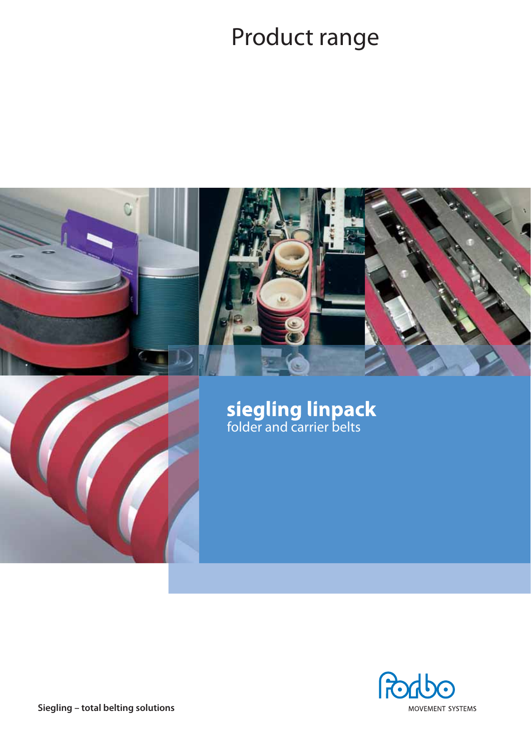# Product range

## siegling linpack
folder and carrier belts

**Siegling – total belting solutions**

MOVEMENT SYSTEMS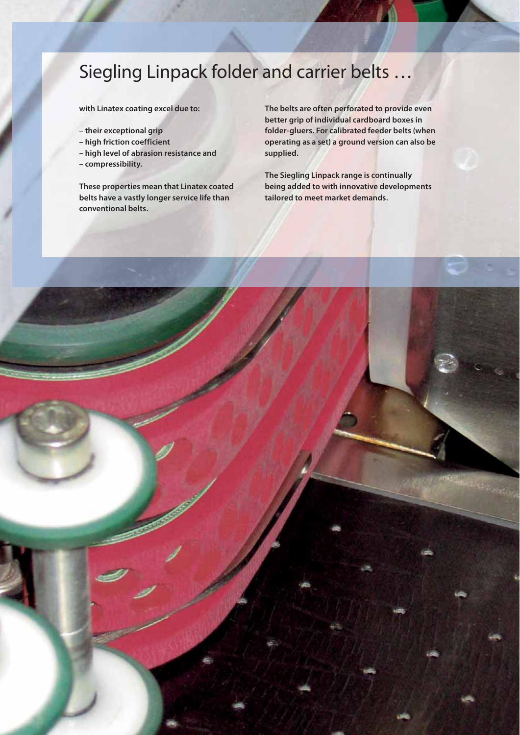# Siegling Linpack folder and carrier belts …

**with Linatex coating excel due to:**

- **their exceptional grip**
- **high friction coefficient**
- **high level of abrasion resistance and**
- **compressibility.**

**These properties mean that Linatex coated belts have a vastly longer service life than conventional belts.**

**The belts are often perforated to provide even better grip of individual cardboard boxes in folder-gluers. For calibrated feeder belts (when operating as a set) a ground version can also be supplied.**

**The Siegling Linpack range is continually being added to with innovative developments tailored to meet market demands.**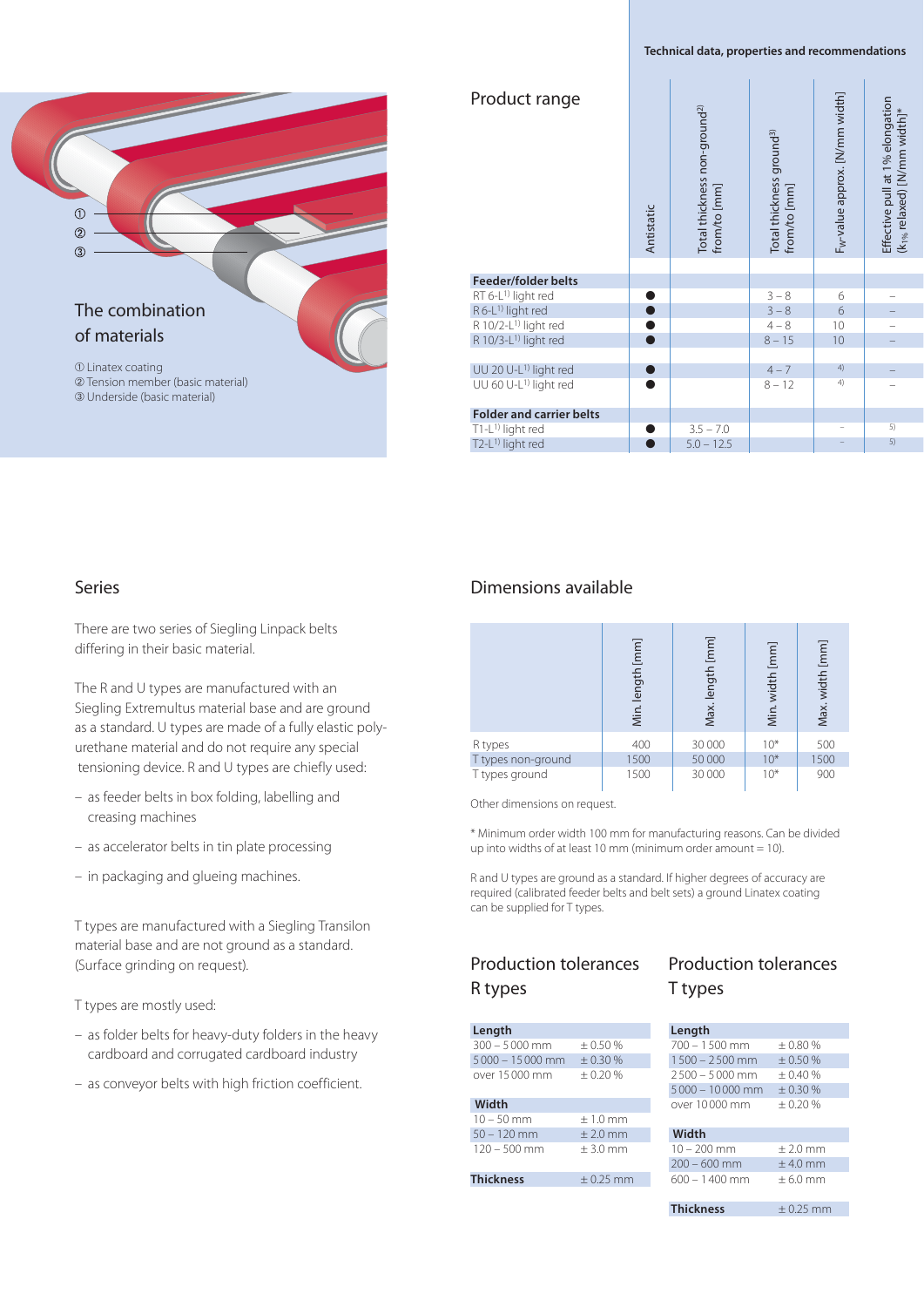Technical data, properties and recommendations

## The combination of materials

① Linatex coating
② Tension member (basic material)
③ Underside (basic material)

## Product range

| | Antistatic | Total thickness non-ground[2) from/to [mm] | Total thickness ground[3) from/to [mm] | $F_W$-value approx. [N/mm width] | Effective pull at 1% elongation ($k_{1\%}$ relaxed) [N/mm width]* |
|---|---|---|---|---|---|
| **Feeder/folder belts** | | | | | |
| RT 6-L[1) light red | ● | | 3 – 8 | 6 | – |
| R 6-L[1) light red | ● | | 3 – 8 | 6 | – |
| R 10/2-L[1) light red | ● | | 4 – 8 | 10 | – |
| R 10/3-L[1) light red | ● | | 8 – 15 | 10 | – |
| | | | | | |
| UU 20 U-L[1) light red | ● | | 4 – 7 | 4) | – |
| UU 60 U-L[1) light red | ● | | 8 – 12 | 4) | – |
| **Folder and carrier belts** | | | | | |
| T1-L[1) light red | ● | 3.5 – 7.0 | | – | 5) |
| T2-L[1) light red | ● | 5.0 – 12.5 | | – | 5) |

## Series

There are two series of Siegling Linpack belts differing in their basic material.

The R and U types are manufactured with an Siegling Extremultus material base and are ground as a standard. U types are made of a fully elastic polyurethane material and do not require any special tensioning device. R and U types are chiefly used:

- as feeder belts in box folding, labelling and creasing machines
- as accelerator belts in tin plate processing
- in packaging and glueing machines.

T types are manufactured with a Siegling Transilon material base and are not ground as a standard. (Surface grinding on request).

T types are mostly used:

- as folder belts for heavy-duty folders in the heavy cardboard and corrugated cardboard industry
- as conveyor belts with high friction coefficient.

## Dimensions available

| | Min. length [mm] | Max. length [mm] | Min. width [mm] | Max. width [mm] |
|---|---|---|---|---|
| R types | 400 | 30 000 | 10* | 500 |
| T types non-ground | 1500 | 50 000 | 10* | 1500 |
| T types ground | 1500 | 30 000 | 10* | 900 |

Other dimensions on request.

\* Minimum order width 100 mm for manufacturing reasons. Can be divided up into widths of at least 10 mm (minimum order amount = 10).

R and U types are ground as a standard. If higher degrees of accuracy are required (calibrated feeder belts and belt sets) a ground Linatex coating can be supplied for T types.

## Production tolerances R types

| **Length** | |
|---|---|
| 300 – 5 000 mm | ± 0.50 % |
| 5 000 – 15 000 mm | ± 0.30 % |
| over 15 000 mm | ± 0.20 % |
| **Width** | |
| 10 – 50 mm | ± 1.0 mm |
| 50 – 120 mm | ± 2.0 mm |
| 120 – 500 mm | ± 3.0 mm |
| **Thickness** | ± 0.25 mm |

## Production tolerances T types

| **Length** | |
|---|---|
| 700 – 1 500 mm | ± 0.80 % |
| 1 500 – 2 500 mm | ± 0.50 % |
| 2 500 – 5 000 mm | ± 0.40 % |
| 5 000 – 10 000 mm | ± 0.30 % |
| over 10 000 mm | ± 0.20 % |
| **Width** | |
| 10 – 200 mm | ± 2.0 mm |
| 200 – 600 mm | ± 4.0 mm |
| 600 – 1 400 mm | ± 6.0 mm |
| **Thickness** | ± 0.25 mm |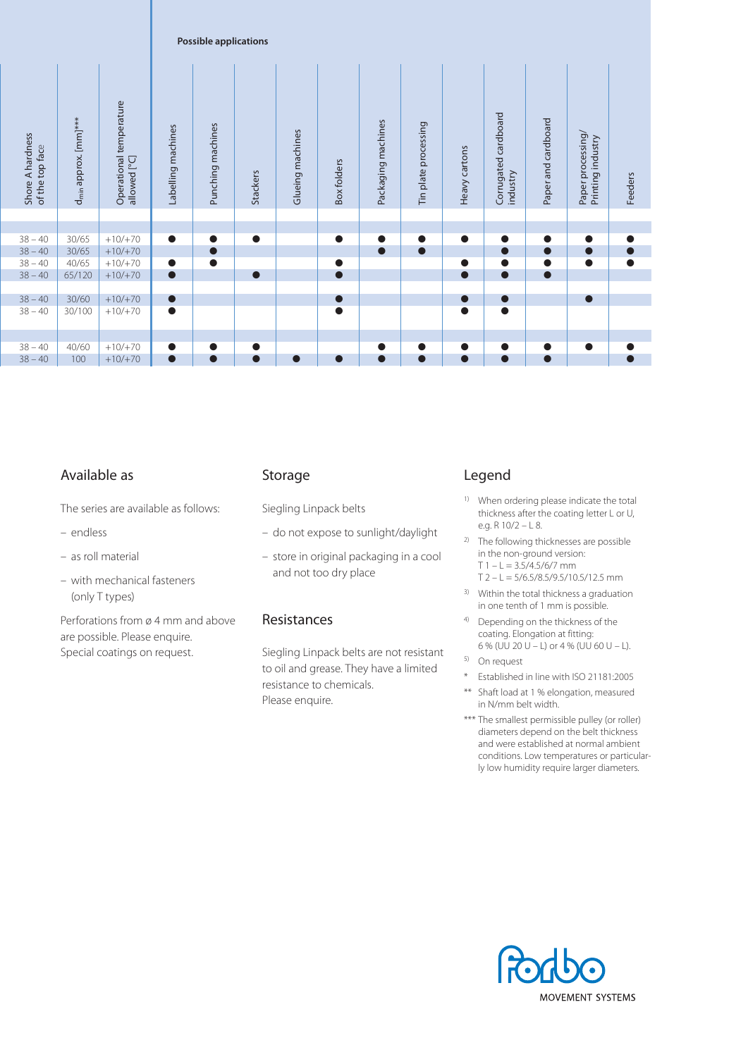| Shore A hardness of the top face | $d_{min}$ approx. [mm]*** | Operational temperature allowed [°C] | Possible applications | | | | | | | | | | | |
|---|---|---|---|---|---|---|---|---|---|---|---|---|---|---|
| | | | Labelling machines | Punching machines | Stackers | Glueing machines | Box folders | Packaging machines | Tin plate processing | Heavy cartons | Corrugated cardboard industry | Paper and cardboard | Paper processing/ Printing industry | Feeders |
| | | | | | | | | | | | | | | |
| | | | | | | | | | | | | | | |
| 38 – 40 | 30/65 | +10/+70 | ● | ● | ● | | ● | ● | ● | ● | ● | ● | ● | ● |
| 38 – 40 | 30/65 | +10/+70 | | ● | | | | ● | ● | | ● | ● | ● | ● |
| 38 – 40 | 40/65 | +10/+70 | ● | ● | | | ● | | | ● | ● | ● | ● | ● |
| 38 – 40 | 65/120 | +10/+70 | ● | | ● | | ● | | | ● | ● | ● | | |
| | | | | | | | | | | | | | | |
| 38 – 40 | 30/60 | +10/+70 | ● | | | | ● | | | ● | ● | | ● | |
| 38 – 40 | 30/100 | +10/+70 | ● | | | | ● | | | ● | ● | | | |
| | | | | | | | | | | | | | | |
| | | | | | | | | | | | | | | |
| 38 – 40 | 40/60 | +10/+70 | ● | ● | ● | | | ● | ● | ● | ● | ● | ● | ● |
| 38 – 40 | 100 | +10/+70 | ● | ● | ● | ● | ● | ● | ● | ● | ● | ● | | ● |

## Available as

The series are available as follows:

- endless
- as roll material
- with mechanical fasteners (only T types)

Perforations from ø 4 mm and above are possible. Please enquire. Special coatings on request.

## Storage

Siegling Linpack belts

- do not expose to sunlight/daylight
- store in original packaging in a cool and not too dry place

## Resistances

Siegling Linpack belts are not resistant to oil and grease. They have a limited resistance to chemicals. Please enquire.

## Legend

1) When ordering please indicate the total thickness after the coating letter L or U, e.g. R 10/2 – L 8.

2) The following thicknesses are possible in the non-ground version:
T 1 – L = 3.5/4.5/6/7 mm
T 2 – L = 5/6.5/8.5/9.5/10.5/12.5 mm

3) Within the total thickness a graduation in one tenth of 1 mm is possible.

4) Depending on the thickness of the coating. Elongation at fitting: 6 % (UU 20 U – L) or 4 % (UU 60 U – L).

5) On request

\* Established in line with ISO 21181:2005

\*\* Shaft load at 1 % elongation, measured in N/mm belt width.

\*\*\* The smallest permissible pulley (or roller) diameters depend on the belt thickness and were established at normal ambient conditions. Low temperatures or particularly low humidity require larger diameters.

forbo MOVEMENT SYSTEMS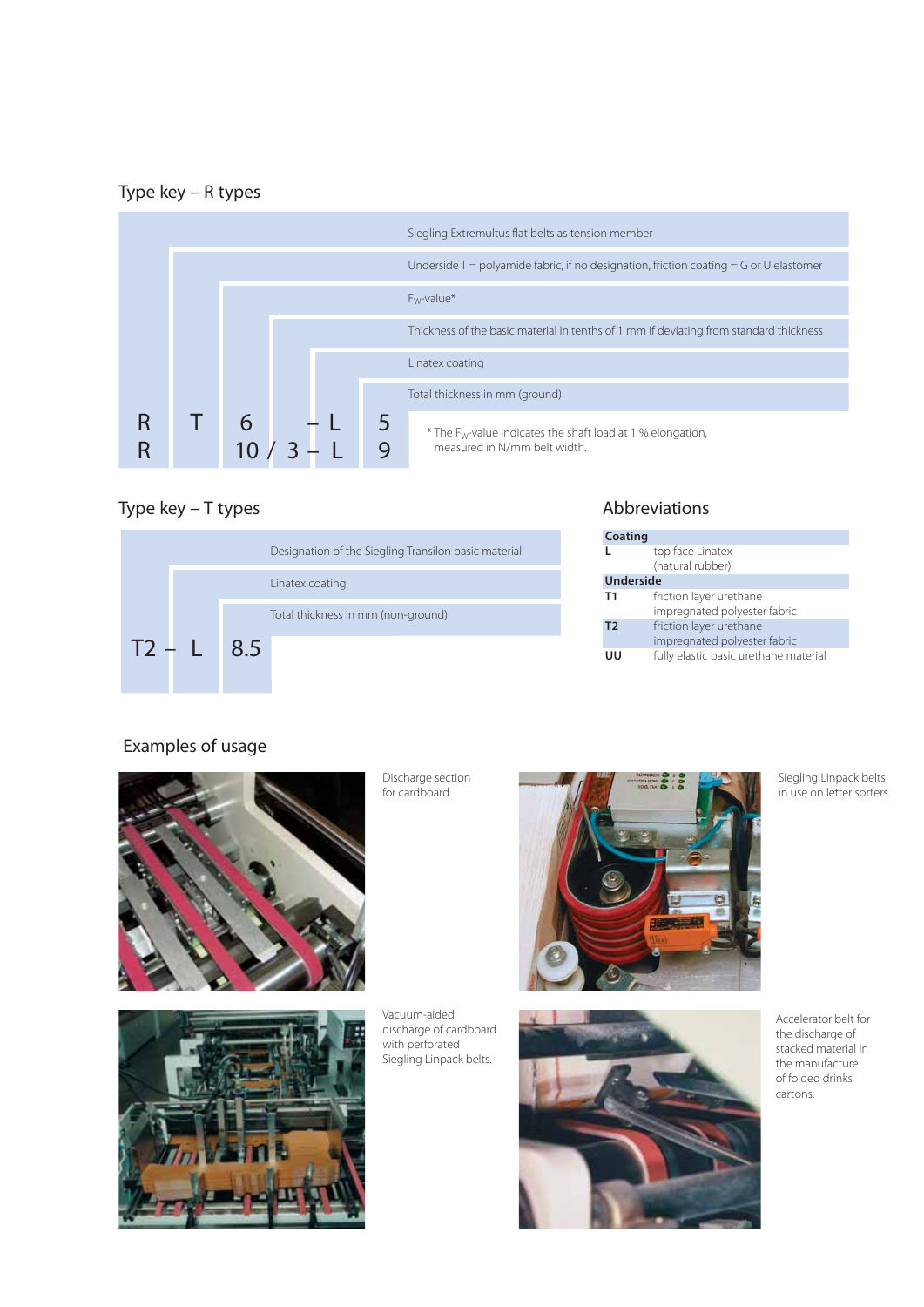## Type key – R types

| Code | Meaning |
|---|---|
| R | Siegling Extremultus flat belts as tension member |
| T | Underside T = polyamide fabric, if no designation, friction coating = G or U elastomer |
| 6 / 10 | $F_W$-value* |
| 3 | Thickness of the basic material in tenths of 1 mm if deviating from standard thickness |
| L | Linatex coating |
| 5 / 9 | Total thickness in mm (ground) |

R T 6 – L 5

R 10 / 3 – L 9

* The $F_W$-value indicates the shaft load at 1 % elongation, measured in N/mm belt width.

## Type key – T types

| Code | Meaning |
|---|---|
| T2 | Designation of the Siegling Transilon basic material |
| L | Linatex coating |
| 8.5 | Total thickness in mm (non-ground) |

T2 – L 8.5

## Abbreviations

| Abbreviation | Description |
|---|---|
| **Coating** | |
| **L** | top face Linatex (natural rubber) |
| **Underside** | |
| **T1** | friction layer urethane impregnated polyester fabric |
| **T2** | friction layer urethane impregnated polyester fabric |
| **UU** | fully elastic basic urethane material |

## Examples of usage

Discharge section for cardboard.

Siegling Linpack belts in use on letter sorters.

Vacuum-aided discharge of cardboard with perforated Siegling Linpack belts.

Accelerator belt for the discharge of stacked material in the manufacture of folded drinks cartons.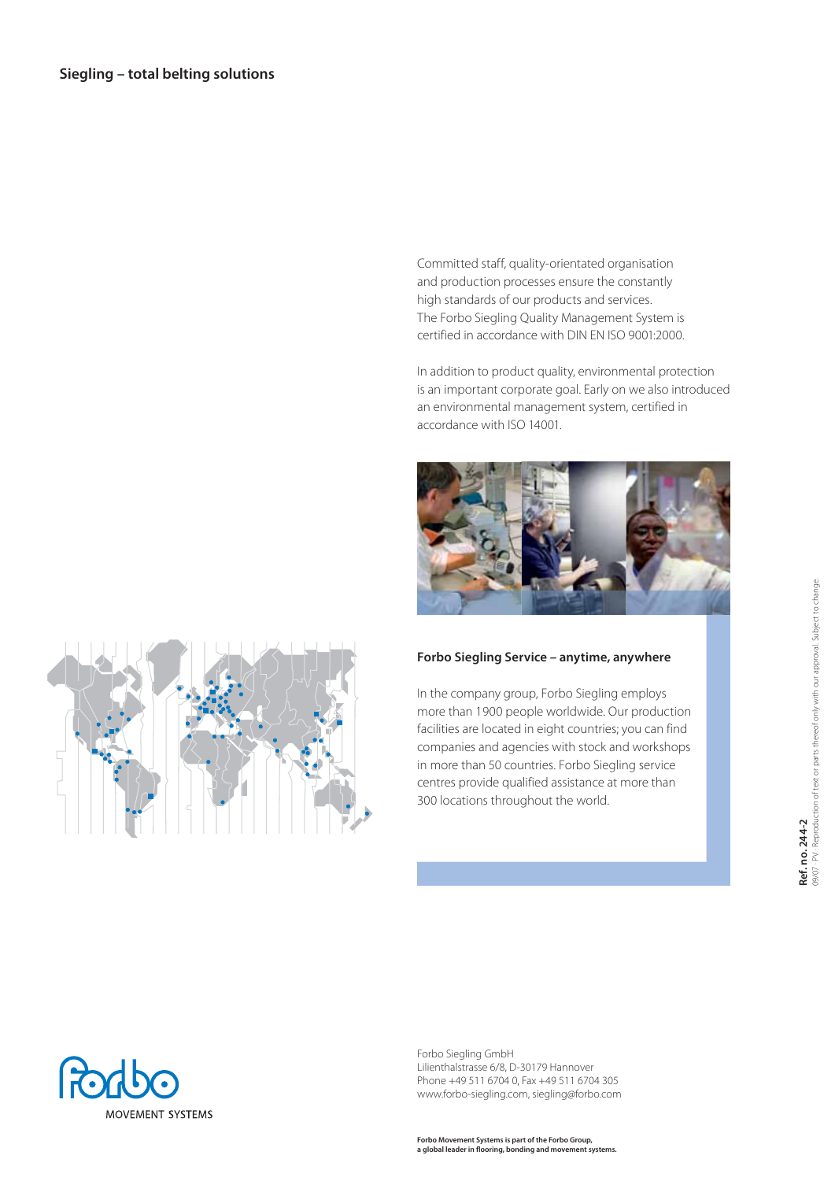## Siegling – total belting solutions

Committed staff, quality-orientated organisation and production processes ensure the constantly high standards of our products and services. The Forbo Siegling Quality Management System is certified in accordance with DIN EN ISO 9001:2000.

In addition to product quality, environmental protection is an important corporate goal. Early on we also introduced an environmental management system, certified in accordance with ISO 14001.

### Forbo Siegling Service – anytime, anywhere

In the company group, Forbo Siegling employs more than 1900 people worldwide. Our production facilities are located in eight countries; you can find companies and agencies with stock and workshops in more than 50 countries. Forbo Siegling service centres provide qualified assistance at more than 300 locations throughout the world.

**Ref. no. 244-2**
09/07 · PV · Reproduction of text or parts thereof only with our approval. Subject to change.

MOVEMENT SYSTEMS

Forbo Siegling GmbH
Lilienthalstrasse 6/8, D-30179 Hannover
Phone +49 511 6704 0, Fax +49 511 6704 305
www.forbo-siegling.com, siegling@forbo.com

**Forbo Movement Systems is part of the Forbo Group, a global leader in flooring, bonding and movement systems.**